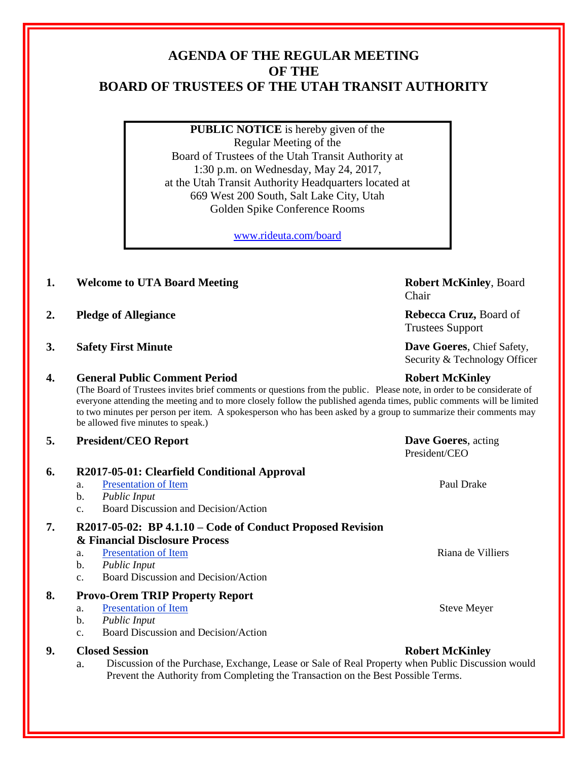# AGENDA OF THE REGULAR MEETING OF THE BOARD OF TRUSTEES OF THE UTAH TRANSIT AUTHORITY

**PUBLIC NOTICE** is hereby given of the
Regular Meeting of the
Board of Trustees of the Utah Transit Authority at
1:30 p.m. on Wednesday, May 24, 2017,
at the Utah Transit Authority Headquarters located at
669 West 200 South, Salt Lake City, Utah
Golden Spike Conference Rooms

www.rideuta.com/board

1. **Welcome to UTA Board Meeting** — **Robert McKinley**, Board Chair

2. **Pledge of Allegiance** — **Rebecca Cruz,** Board of Trustees Support

3. **Safety First Minute** — **Dave Goeres**, Chief Safety, Security & Technology Officer

4. **General Public Comment Period** — **Robert McKinley**

   (The Board of Trustees invites brief comments or questions from the public. Please note, in order to be considerate of everyone attending the meeting and to more closely follow the published agenda times, public comments will be limited to two minutes per person per item. A spokesperson who has been asked by a group to summarize their comments may be allowed five minutes to speak.)

5. **President/CEO Report** — **Dave Goeres**, acting President/CEO

6. **R2017-05-01: Clearfield Conditional Approval**
   a. Presentation of Item — Paul Drake
   b. *Public Input*
   c. Board Discussion and Decision/Action

7. **R2017-05-02: BP 4.1.10 – Code of Conduct Proposed Revision & Financial Disclosure Process**
   a. Presentation of Item — Riana de Villiers
   b. *Public Input*
   c. Board Discussion and Decision/Action

8. **Provo-Orem TRIP Property Report**
   a. Presentation of Item — Steve Meyer
   b. *Public Input*
   c. Board Discussion and Decision/Action

9. **Closed Session** — **Robert McKinley**
   a. Discussion of the Purchase, Exchange, Lease or Sale of Real Property when Public Discussion would Prevent the Authority from Completing the Transaction on the Best Possible Terms.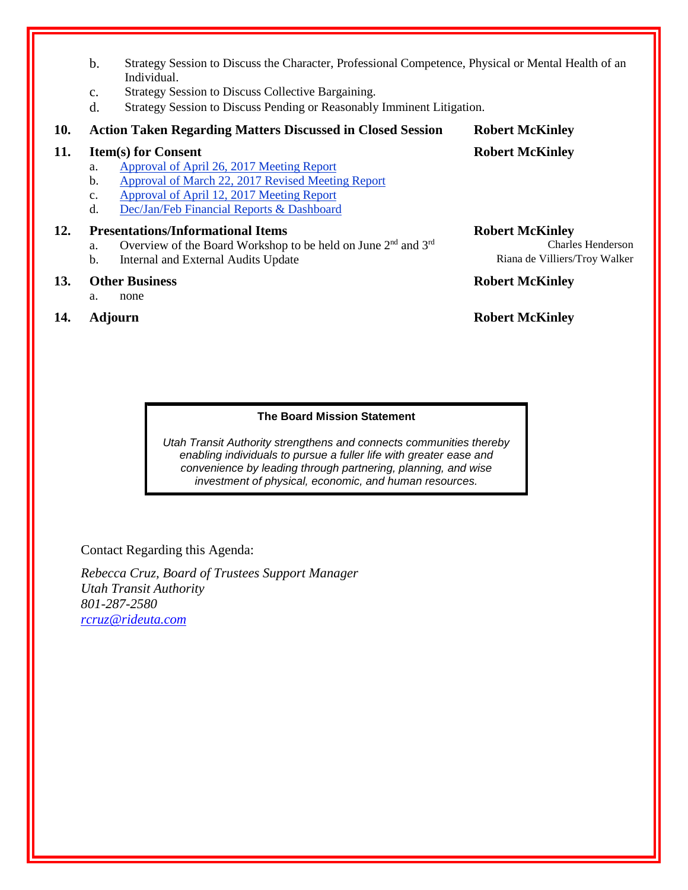b. Strategy Session to Discuss the Character, Professional Competence, Physical or Mental Health of an Individual.

c. Strategy Session to Discuss Collective Bargaining.

d. Strategy Session to Discuss Pending or Reasonably Imminent Litigation.

**10. Action Taken Regarding Matters Discussed in Closed Session** — **Robert McKinley**

**11. Item(s) for Consent** — **Robert McKinley**

a. Approval of April 26, 2017 Meeting Report

b. Approval of March 22, 2017 Revised Meeting Report

c. Approval of April 12, 2017 Meeting Report

d. Dec/Jan/Feb Financial Reports & Dashboard

**12. Presentations/Informational Items** — **Robert McKinley**

a. Overview of the Board Workshop to be held on June 2nd and 3rd — Charles Henderson

b. Internal and External Audits Update — Riana de Villiers/Troy Walker

**13. Other Business** — **Robert McKinley**

a. none

**14. Adjourn** — **Robert McKinley**

**The Board Mission Statement**

*Utah Transit Authority strengthens and connects communities thereby enabling individuals to pursue a fuller life with greater ease and convenience by leading through partnering, planning, and wise investment of physical, economic, and human resources.*

Contact Regarding this Agenda:

*Rebecca Cruz, Board of Trustees Support Manager*
*Utah Transit Authority*
*801-287-2580*
*rcruz@rideuta.com*